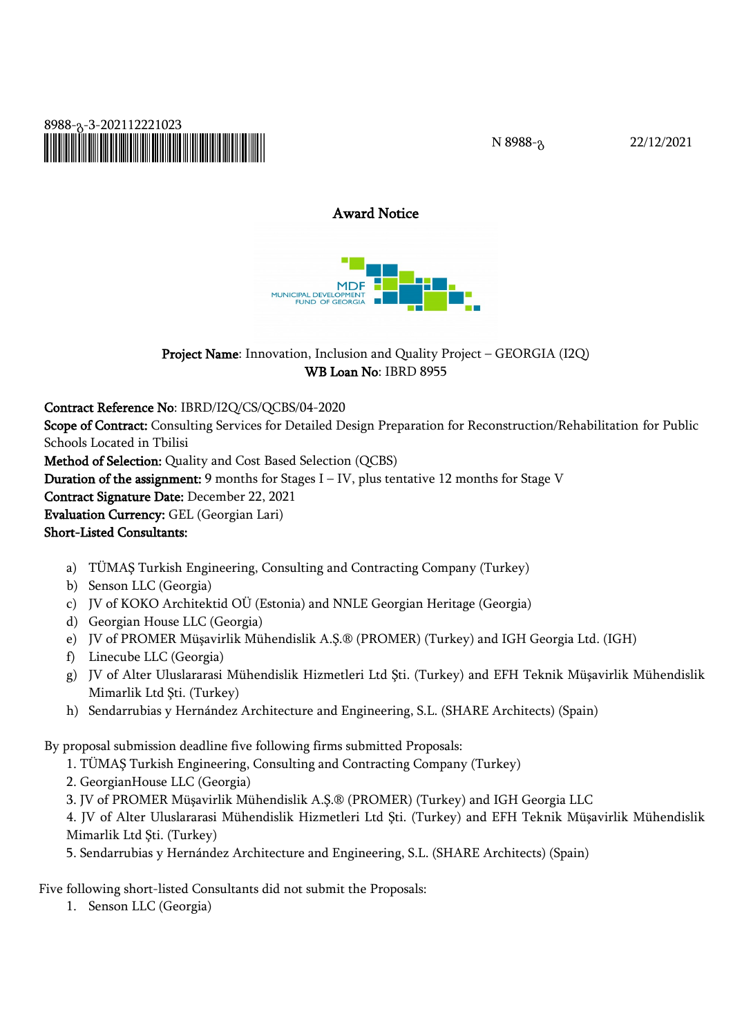8988-გ-3-202112221023

N 8988-გ 22/12/2021

## Award Notice

**Project Name**: Innovation, Inclusion and Quality Project – GEORGIA (I2Q)
**WB Loan No**: IBRD 8955

**Contract Reference No**: IBRD/I2Q/CS/QCBS/04-2020
**Scope of Contract:** Consulting Services for Detailed Design Preparation for Reconstruction/Rehabilitation for Public Schools Located in Tbilisi
**Method of Selection:** Quality and Cost Based Selection (QCBS)
**Duration of the assignment:** 9 months for Stages I – IV, plus tentative 12 months for Stage V
**Contract Signature Date:** December 22, 2021
**Evaluation Currency:** GEL (Georgian Lari)
**Short-Listed Consultants:**

a) TÜMAŞ Turkish Engineering, Consulting and Contracting Company (Turkey)
b) Senson LLC (Georgia)
c) JV of KOKO Architektid OÜ (Estonia) and NNLE Georgian Heritage (Georgia)
d) Georgian House LLC (Georgia)
e) JV of PROMER Müşavirlik Mühendislik A.Ş.® (PROMER) (Turkey) and IGH Georgia Ltd. (IGH)
f) Linecube LLC (Georgia)
g) JV of Alter Uluslararasi Mühendislik Hizmetleri Ltd Şti. (Turkey) and EFH Teknik Müşavirlik Mühendislik Mimarlik Ltd Şti. (Turkey)
h) Sendarrubias y Hernández Architecture and Engineering, S.L. (SHARE Architects) (Spain)

By proposal submission deadline five following firms submitted Proposals:

1. TÜMAŞ Turkish Engineering, Consulting and Contracting Company (Turkey)
2. GeorgianHouse LLC (Georgia)
3. JV of PROMER Müşavirlik Mühendislik A.Ş.® (PROMER) (Turkey) and IGH Georgia LLC
4. JV of Alter Uluslararasi Mühendislik Hizmetleri Ltd Şti. (Turkey) and EFH Teknik Müşavirlik Mühendislik Mimarlik Ltd Şti. (Turkey)
5. Sendarrubias y Hernández Architecture and Engineering, S.L. (SHARE Architects) (Spain)

Five following short-listed Consultants did not submit the Proposals:

1. Senson LLC (Georgia)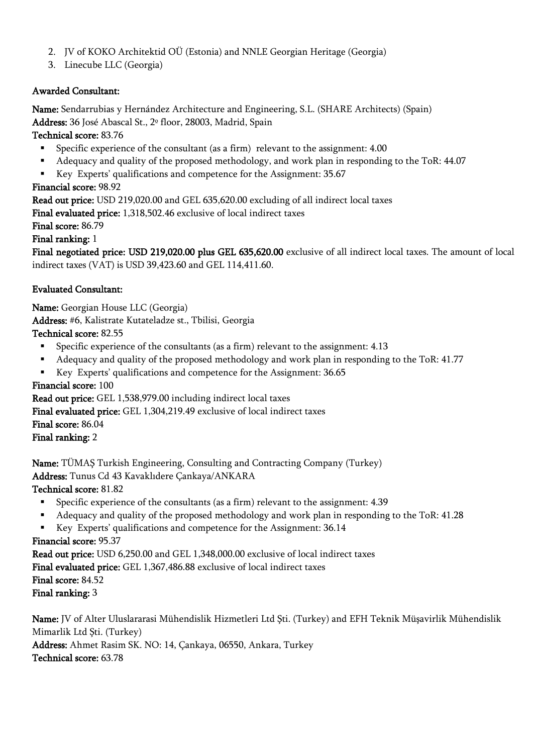2. JV of KOKO Architektid OÜ (Estonia) and NNLE Georgian Heritage (Georgia)
3. Linecube LLC (Georgia)

**Awarded Consultant:**

**Name:** Sendarrubias y Hernández Architecture and Engineering, S.L. (SHARE Architects) (Spain)
**Address:** 36 José Abascal St., 2º floor, 28003, Madrid, Spain
**Technical score:** 83.76

- Specific experience of the consultant (as a firm) relevant to the assignment: 4.00
- Adequacy and quality of the proposed methodology, and work plan in responding to the ToR: 44.07
- Key Experts' qualifications and competence for the Assignment: 35.67

**Financial score:** 98.92
**Read out price:** USD 219,020.00 and GEL 635,620.00 excluding of all indirect local taxes
**Final evaluated price:** 1,318,502.46 exclusive of local indirect taxes
**Final score:** 86.79
**Final ranking:** 1
**Final negotiated price: USD 219,020.00 plus GEL 635,620.00** exclusive of all indirect local taxes. The amount of local indirect taxes (VAT) is USD 39,423.60 and GEL 114,411.60.

**Evaluated Consultant:**

**Name:** Georgian House LLC (Georgia)
**Address:** #6, Kalistrate Kutateladze st., Tbilisi, Georgia
**Technical score:** 82.55

- Specific experience of the consultants (as a firm) relevant to the assignment: 4.13
- Adequacy and quality of the proposed methodology and work plan in responding to the ToR: 41.77
- Key Experts' qualifications and competence for the Assignment: 36.65

**Financial score:** 100
**Read out price:** GEL 1,538,979.00 including indirect local taxes
**Final evaluated price:** GEL 1,304,219.49 exclusive of local indirect taxes
**Final score:** 86.04
**Final ranking:** 2

**Name:** TÜMAŞ Turkish Engineering, Consulting and Contracting Company (Turkey)
**Address:** Tunus Cd 43 Kavaklıdere Çankaya/ANKARA
**Technical score:** 81.82

- Specific experience of the consultants (as a firm) relevant to the assignment: 4.39
- Adequacy and quality of the proposed methodology and work plan in responding to the ToR: 41.28
- Key Experts' qualifications and competence for the Assignment: 36.14

**Financial score:** 95.37
**Read out price:** USD 6,250.00 and GEL 1,348,000.00 exclusive of local indirect taxes
**Final evaluated price:** GEL 1,367,486.88 exclusive of local indirect taxes
**Final score:** 84.52
**Final ranking:** 3

**Name:** JV of Alter Uluslararasi Mühendislik Hizmetleri Ltd Şti. (Turkey) and EFH Teknik Müşavirlik Mühendislik Mimarlik Ltd Şti. (Turkey)
**Address:** Ahmet Rasim SK. NO: 14, Çankaya, 06550, Ankara, Turkey
**Technical score:** 63.78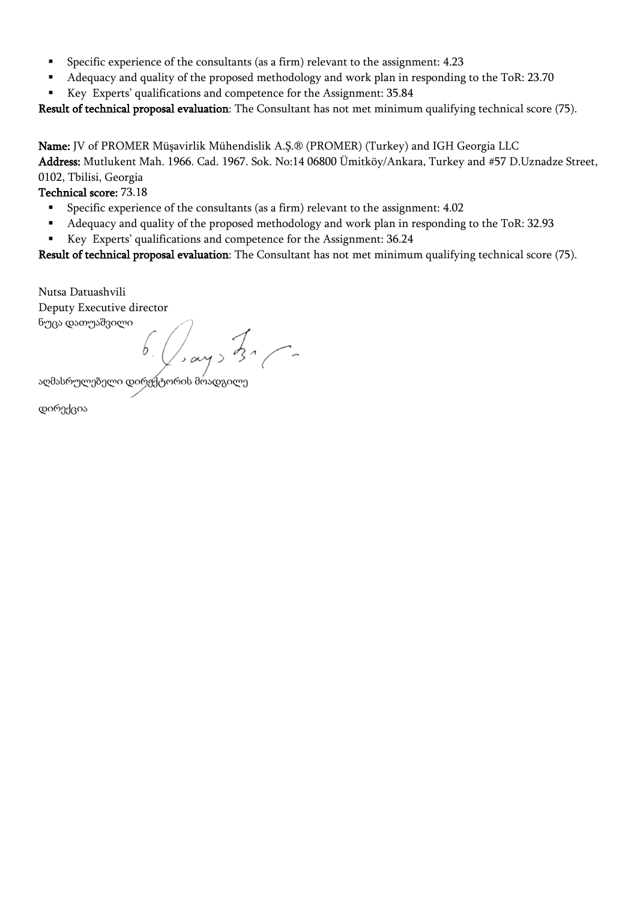- Specific experience of the consultants (as a firm) relevant to the assignment: 4.23
- Adequacy and quality of the proposed methodology and work plan in responding to the ToR: 23.70
- Key Experts' qualifications and competence for the Assignment: 35.84

**Result of technical proposal evaluation**: The Consultant has not met minimum qualifying technical score (75).

**Name:** JV of PROMER Müşavirlik Mühendislik A.Ş.® (PROMER) (Turkey) and IGH Georgia LLC
**Address:** Mutlukent Mah. 1966. Cad. 1967. Sok. No:14 06800 Ümitköy/Ankara, Turkey and #57 D.Uznadze Street, 0102, Tbilisi, Georgia
**Technical score:** 73.18

- Specific experience of the consultants (as a firm) relevant to the assignment: 4.02
- Adequacy and quality of the proposed methodology and work plan in responding to the ToR: 32.93
- Key Experts' qualifications and competence for the Assignment: 36.24

**Result of technical proposal evaluation**: The Consultant has not met minimum qualifying technical score (75).

Nutsa Datuashvili
Deputy Executive director
ნუცა დათუაშვილი

აღმასრულებელი დირექტორის მოადგილე

დირექცია